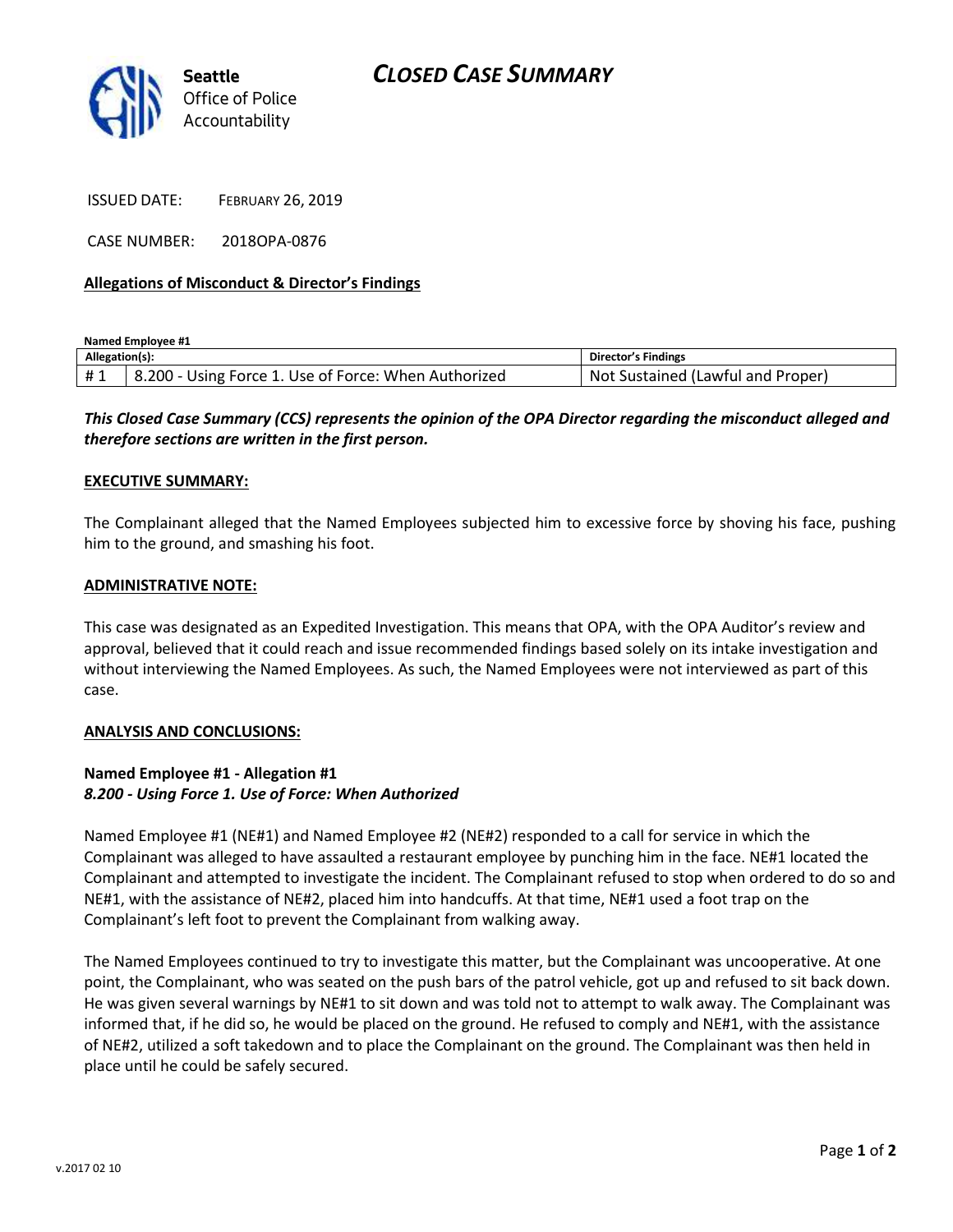Seattle Office of Police Accountability

# CLOSED CASE SUMMARY

ISSUED DATE: FEBRUARY 26, 2019

CASE NUMBER: 2018OPA-0876

**Allegations of Misconduct & Director's Findings**

**Named Employee #1**

| Allegation(s): | | Director's Findings |
|---|---|---|
| # 1 | 8.200 - Using Force 1. Use of Force: When Authorized | Not Sustained (Lawful and Proper) |

***This Closed Case Summary (CCS) represents the opinion of the OPA Director regarding the misconduct alleged and therefore sections are written in the first person.***

**EXECUTIVE SUMMARY:**

The Complainant alleged that the Named Employees subjected him to excessive force by shoving his face, pushing him to the ground, and smashing his foot.

**ADMINISTRATIVE NOTE:**

This case was designated as an Expedited Investigation. This means that OPA, with the OPA Auditor's review and approval, believed that it could reach and issue recommended findings based solely on its intake investigation and without interviewing the Named Employees. As such, the Named Employees were not interviewed as part of this case.

**ANALYSIS AND CONCLUSIONS:**

**Named Employee #1 - Allegation #1**
***8.200 - Using Force 1. Use of Force: When Authorized***

Named Employee #1 (NE#1) and Named Employee #2 (NE#2) responded to a call for service in which the Complainant was alleged to have assaulted a restaurant employee by punching him in the face. NE#1 located the Complainant and attempted to investigate the incident. The Complainant refused to stop when ordered to do so and NE#1, with the assistance of NE#2, placed him into handcuffs. At that time, NE#1 used a foot trap on the Complainant's left foot to prevent the Complainant from walking away.

The Named Employees continued to try to investigate this matter, but the Complainant was uncooperative. At one point, the Complainant, who was seated on the push bars of the patrol vehicle, got up and refused to sit back down. He was given several warnings by NE#1 to sit down and was told not to attempt to walk away. The Complainant was informed that, if he did so, he would be placed on the ground. He refused to comply and NE#1, with the assistance of NE#2, utilized a soft takedown and to place the Complainant on the ground. The Complainant was then held in place until he could be safely secured.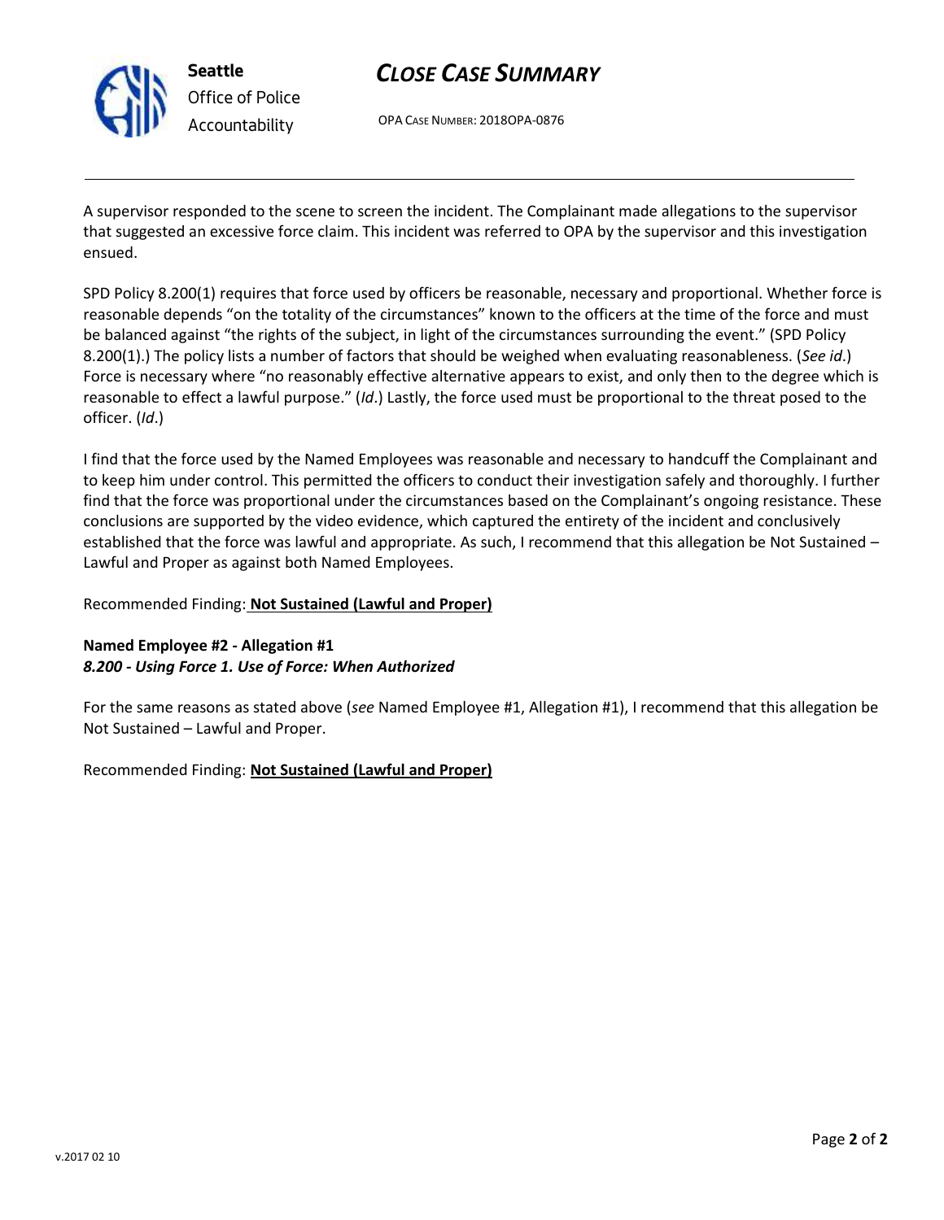A supervisor responded to the scene to screen the incident. The Complainant made allegations to the supervisor that suggested an excessive force claim. This incident was referred to OPA by the supervisor and this investigation ensued.

SPD Policy 8.200(1) requires that force used by officers be reasonable, necessary and proportional. Whether force is reasonable depends "on the totality of the circumstances" known to the officers at the time of the force and must be balanced against "the rights of the subject, in light of the circumstances surrounding the event." (SPD Policy 8.200(1).) The policy lists a number of factors that should be weighed when evaluating reasonableness. (*See id*.) Force is necessary where "no reasonably effective alternative appears to exist, and only then to the degree which is reasonable to effect a lawful purpose." (*Id*.) Lastly, the force used must be proportional to the threat posed to the officer. (*Id*.)

I find that the force used by the Named Employees was reasonable and necessary to handcuff the Complainant and to keep him under control. This permitted the officers to conduct their investigation safely and thoroughly. I further find that the force was proportional under the circumstances based on the Complainant's ongoing resistance. These conclusions are supported by the video evidence, which captured the entirety of the incident and conclusively established that the force was lawful and appropriate. As such, I recommend that this allegation be Not Sustained – Lawful and Proper as against both Named Employees.

Recommended Finding: **Not Sustained (Lawful and Proper)**

**Named Employee #2 - Allegation #1**
***8.200 - Using Force 1. Use of Force: When Authorized***

For the same reasons as stated above (*see* Named Employee #1, Allegation #1), I recommend that this allegation be Not Sustained – Lawful and Proper.

Recommended Finding: **Not Sustained (Lawful and Proper)**